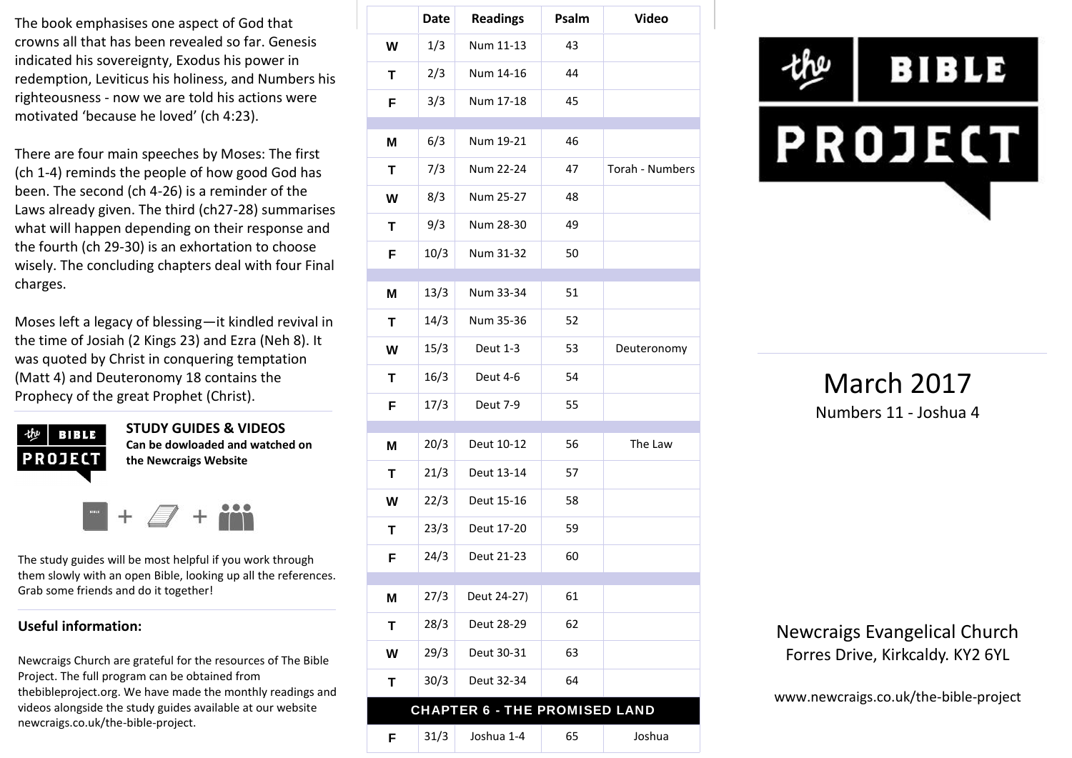The book emphasises one aspect of God that crowns all that has been revealed so far. Genesis indicated his sovereignty, Exodus his power in redemption, Leviticus his holiness, and Numbers his righteousness - now we are told his actions were motivated 'because he loved' (ch 4:23).

There are four main speeches by Moses: The first (ch 1-4) reminds the people of how good God has been. The second (ch 4-26) is a reminder of the Laws already given. The third (ch27-28) summarises what will happen depending on their response and the fourth (ch 29-30) is an exhortation to choose wisely. The concluding chapters deal with four Final charges.

Moses left a legacy of blessing—it kindled revival in the time of Josiah (2 Kings 23) and Ezra (Neh 8). It was quoted by Christ in conquering temptation (Matt 4) and Deuteronomy 18 contains the Prophecy of the great Prophet (Christ).

**STUDY GUIDES & VIDEOS**
**Can be dowloaded and watched on the Newcraigs Website**

The study guides will be most helpful if you work through them slowly with an open Bible, looking up all the references. Grab some friends and do it together!

**Useful information:**

Newcraigs Church are grateful for the resources of The Bible Project. The full program can be obtained from thebibleproject.org. We have made the monthly readings and videos alongside the study guides available at our website newcraigs.co.uk/the-bible-project.

| | Date | Readings | Psalm | Video |
|---|---|---|---|---|
| W | 1/3 | Num 11-13 | 43 | |
| T | 2/3 | Num 14-16 | 44 | |
| F | 3/3 | Num 17-18 | 45 | |
| M | 6/3 | Num 19-21 | 46 | |
| T | 7/3 | Num 22-24 | 47 | Torah - Numbers |
| W | 8/3 | Num 25-27 | 48 | |
| T | 9/3 | Num 28-30 | 49 | |
| F | 10/3 | Num 31-32 | 50 | |
| M | 13/3 | Num 33-34 | 51 | |
| T | 14/3 | Num 35-36 | 52 | |
| W | 15/3 | Deut 1-3 | 53 | Deuteronomy |
| T | 16/3 | Deut 4-6 | 54 | |
| F | 17/3 | Deut 7-9 | 55 | |
| M | 20/3 | Deut 10-12 | 56 | The Law |
| T | 21/3 | Deut 13-14 | 57 | |
| W | 22/3 | Deut 15-16 | 58 | |
| T | 23/3 | Deut 17-20 | 59 | |
| F | 24/3 | Deut 21-23 | 60 | |
| M | 27/3 | Deut 24-27) | 61 | |
| T | 28/3 | Deut 28-29 | 62 | |
| W | 29/3 | Deut 30-31 | 63 | |
| T | 30/3 | Deut 32-34 | 64 | |
| **CHAPTER 6 - THE PROMISED LAND** | | | | |
| F | 31/3 | Joshua 1-4 | 65 | Joshua |

# the BIBLE PROJECT

## March 2017

Numbers 11 - Joshua 4

Newcraigs Evangelical Church
Forres Drive, Kirkcaldy. KY2 6YL

www.newcraigs.co.uk/the-bible-project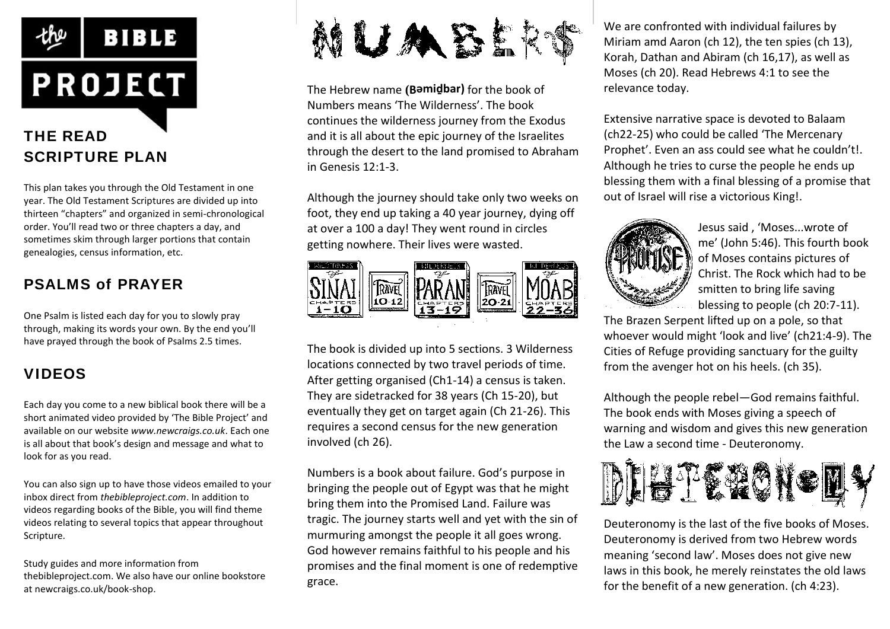# the BIBLE PROJECT

## THE READ SCRIPTURE PLAN

This plan takes you through the Old Testament in one year. The Old Testament Scriptures are divided up into thirteen "chapters" and organized in semi-chronological order. You'll read two or three chapters a day, and sometimes skim through larger portions that contain genealogies, census information, etc.

## PSALMS of PRAYER

One Psalm is listed each day for you to slowly pray through, making its words your own. By the end you'll have prayed through the book of Psalms 2.5 times.

## VIDEOS

Each day you come to a new biblical book there will be a short animated video provided by 'The Bible Project' and available on our website *www.newcraigs.co.uk*. Each one is all about that book's design and message and what to look for as you read.

You can also sign up to have those videos emailed to your inbox direct from *thebibleproject.com*. In addition to videos regarding books of the Bible, you will find theme videos relating to several topics that appear throughout Scripture.

Study guides and more information from thebibleproject.com. We also have our online bookstore at newcraigs.co.uk/book-shop.

# NUMBERS

The Hebrew name **(Bəmiḏbar)** for the book of Numbers means 'The Wilderness'. The book continues the wilderness journey from the Exodus and it is all about the epic journey of the Israelites through the desert to the land promised to Abraham in Genesis 12:1-3.

Although the journey should take only two weeks on foot, they end up taking a 40 year journey, dying off at over a 100 a day! They went round in circles getting nowhere. Their lives were wasted.

Wilderness of SINAI Chapters 1–10 | Travel 10-12 | Wilderness of PARAN Chapters 13–19 | Travel 20-21 | Wilderness of MOAB Chapters 22–36

The book is divided up into 5 sections. 3 Wilderness locations connected by two travel periods of time. After getting organised (Ch1-14) a census is taken. They are sidetracked for 38 years (Ch 15-20), but eventually they get on target again (Ch 21-26). This requires a second census for the new generation involved (ch 26).

Numbers is a book about failure. God's purpose in bringing the people out of Egypt was that he might bring them into the Promised Land. Failure was tragic. The journey starts well and yet with the sin of murmuring amongst the people it all goes wrong. God however remains faithful to his people and his promises and the final moment is one of redemptive grace.

We are confronted with individual failures by Miriam amd Aaron (ch 12), the ten spies (ch 13), Korah, Dathan and Abiram (ch 16,17), as well as Moses (ch 20). Read Hebrews 4:1 to see the relevance today.

Extensive narrative space is devoted to Balaam (ch22-25) who could be called 'The Mercenary Prophet'. Even an ass could see what he couldn't!. Although he tries to curse the people he ends up blessing them with a final blessing of a promise that out of Israel will rise a victorious King!.

Jesus said , 'Moses...wrote of me' (John 5:46). This fourth book of Moses contains pictures of Christ. The Rock which had to be smitten to bring life saving blessing to people (ch 20:7-11). The Brazen Serpent lifted up on a pole, so that whoever would might 'look and live' (ch21:4-9). The Cities of Refuge providing sanctuary for the guilty from the avenger hot on his heels. (ch 35).

Although the people rebel—God remains faithful. The book ends with Moses giving a speech of warning and wisdom and gives this new generation the Law a second time - Deuteronomy.

# DEUTERONOMY

Deuteronomy is the last of the five books of Moses. Deuteronomy is derived from two Hebrew words meaning 'second law'. Moses does not give new laws in this book, he merely reinstates the old laws for the benefit of a new generation. (ch 4:23).